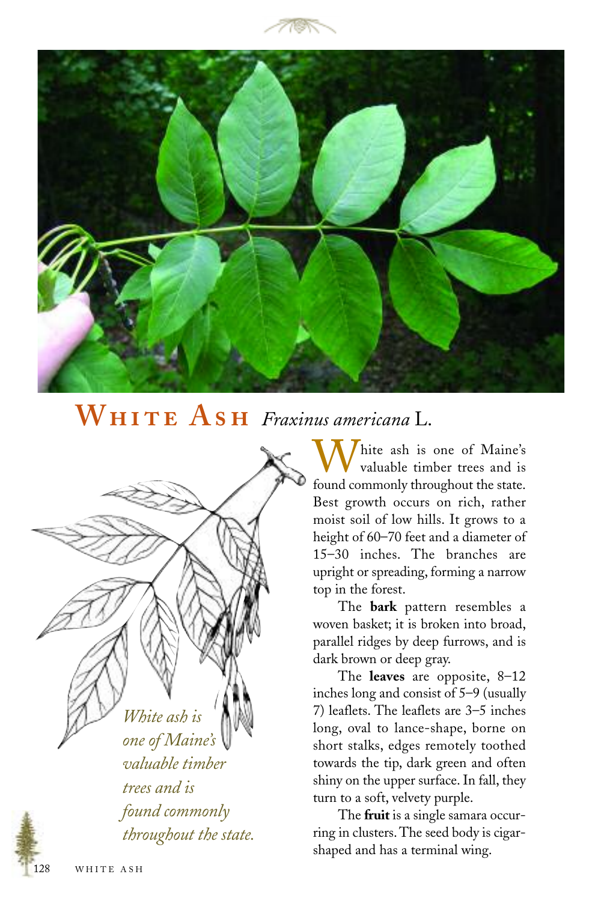# White Ash *Fraxinus americana* L.

*White ash is one of Maine's valuable timber trees and is found commonly throughout the state.*

White ash is one of Maine's valuable timber trees and is found commonly throughout the state. Best growth occurs on rich, rather moist soil of low hills. It grows to a height of 60–70 feet and a diameter of 15–30 inches. The branches are upright or spreading, forming a narrow top in the forest.

The **bark** pattern resembles a woven basket; it is broken into broad, parallel ridges by deep furrows, and is dark brown or deep gray.

The **leaves** are opposite, 8–12 inches long and consist of 5–9 (usually 7) leaflets. The leaflets are 3–5 inches long, oval to lance-shape, borne on short stalks, edges remotely toothed towards the tip, dark green and often shiny on the upper surface. In fall, they turn to a soft, velvety purple.

The **fruit** is a single samara occurring in clusters. The seed body is cigar-shaped and has a terminal wing.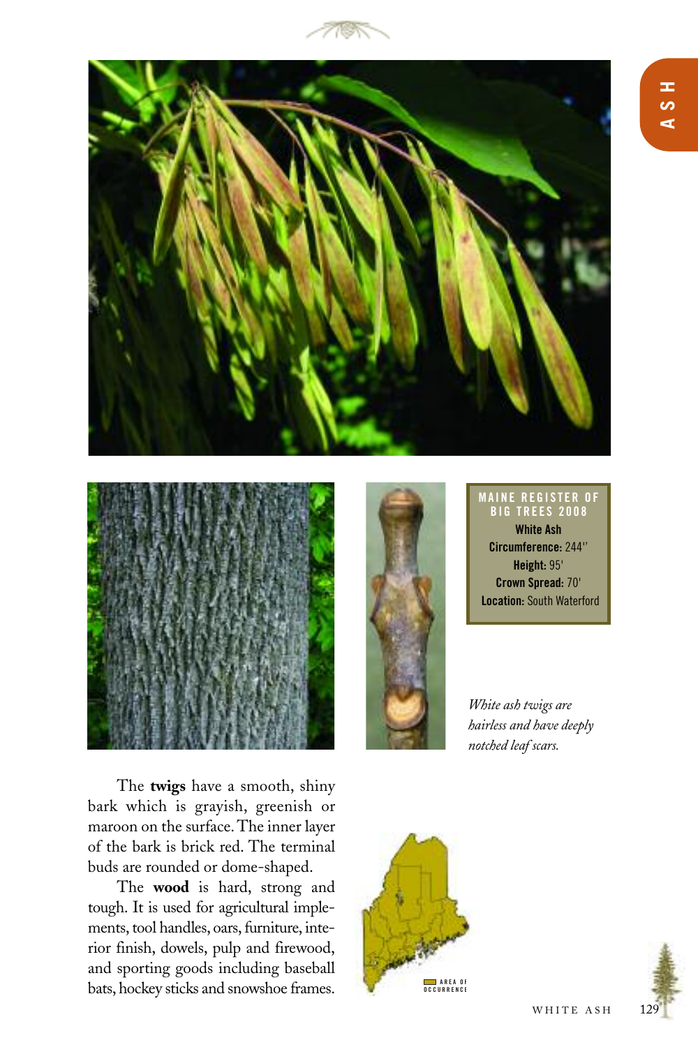**MAINE REGISTER OF BIG TREES 2008**

**White Ash**
**Circumference:** 244"
**Height:** 95'
**Crown Spread:** 70'
**Location:** South Waterford

*White ash twigs are hairless and have deeply notched leaf scars.*

The **twigs** have a smooth, shiny bark which is grayish, greenish or maroon on the surface. The inner layer of the bark is brick red. The terminal buds are rounded or dome-shaped.

The **wood** is hard, strong and tough. It is used for agricultural implements, tool handles, oars, furniture, interior finish, dowels, pulp and firewood, and sporting goods including baseball bats, hockey sticks and snowshoe frames.

AREA OF OCCURRENCE